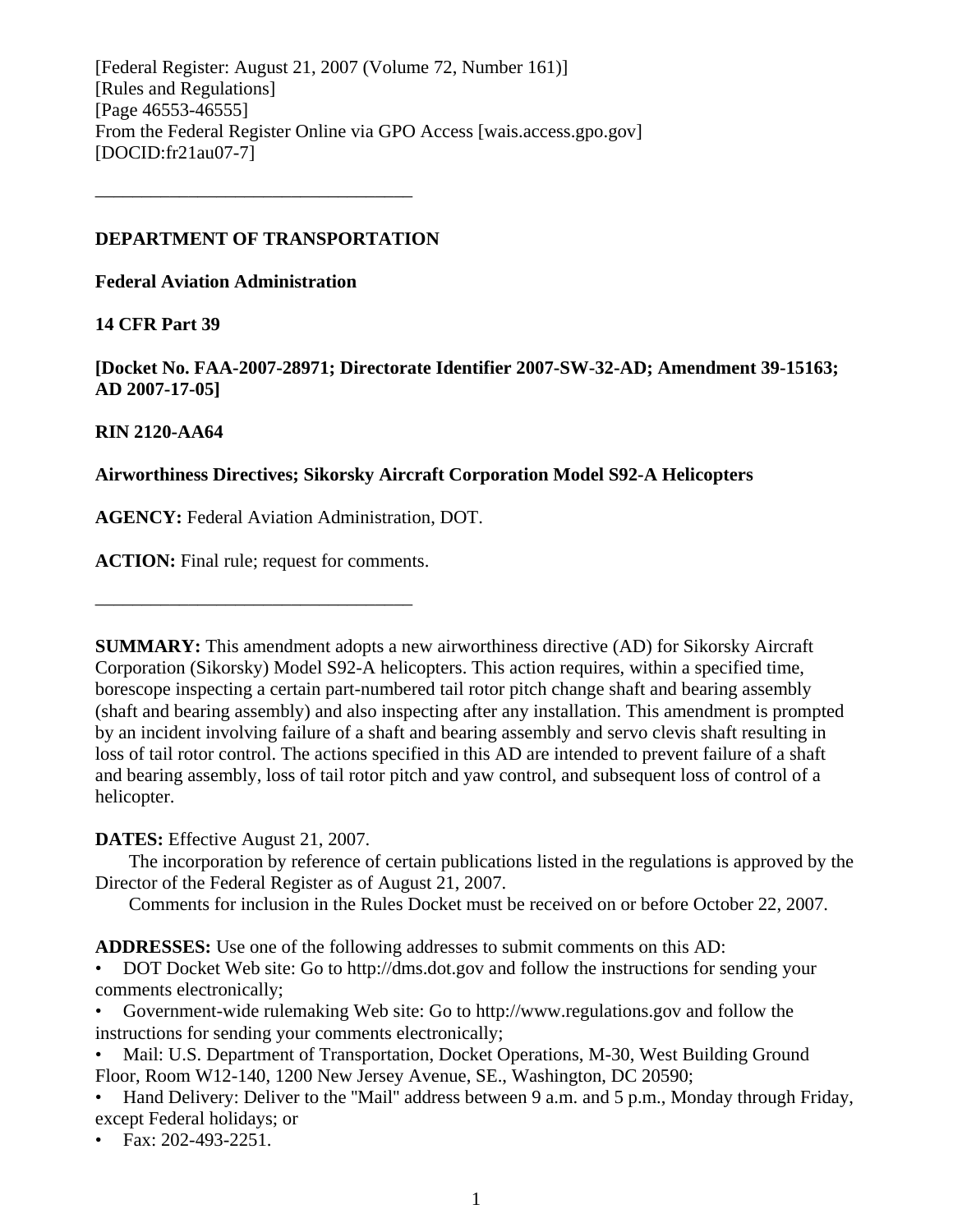[Federal Register: August 21, 2007 (Volume 72, Number 161)]
[Rules and Regulations]
[Page 46553-46555]
From the Federal Register Online via GPO Access [wais.access.gpo.gov]
[DOCID:fr21au07-7]

---

**DEPARTMENT OF TRANSPORTATION**

**Federal Aviation Administration**

**14 CFR Part 39**

**[Docket No. FAA-2007-28971; Directorate Identifier 2007-SW-32-AD; Amendment 39-15163; AD 2007-17-05]**

**RIN 2120-AA64**

**Airworthiness Directives; Sikorsky Aircraft Corporation Model S92-A Helicopters**

**AGENCY:** Federal Aviation Administration, DOT.

**ACTION:** Final rule; request for comments.

---

**SUMMARY:** This amendment adopts a new airworthiness directive (AD) for Sikorsky Aircraft Corporation (Sikorsky) Model S92-A helicopters. This action requires, within a specified time, borescope inspecting a certain part-numbered tail rotor pitch change shaft and bearing assembly (shaft and bearing assembly) and also inspecting after any installation. This amendment is prompted by an incident involving failure of a shaft and bearing assembly and servo clevis shaft resulting in loss of tail rotor control. The actions specified in this AD are intended to prevent failure of a shaft and bearing assembly, loss of tail rotor pitch and yaw control, and subsequent loss of control of a helicopter.

**DATES:** Effective August 21, 2007.

The incorporation by reference of certain publications listed in the regulations is approved by the Director of the Federal Register as of August 21, 2007.

Comments for inclusion in the Rules Docket must be received on or before October 22, 2007.

**ADDRESSES:** Use one of the following addresses to submit comments on this AD:

- DOT Docket Web site: Go to http://dms.dot.gov and follow the instructions for sending your comments electronically;
- Government-wide rulemaking Web site: Go to http://www.regulations.gov and follow the instructions for sending your comments electronically;
- Mail: U.S. Department of Transportation, Docket Operations, M-30, West Building Ground Floor, Room W12-140, 1200 New Jersey Avenue, SE., Washington, DC 20590;
- Hand Delivery: Deliver to the "Mail" address between 9 a.m. and 5 p.m., Monday through Friday, except Federal holidays; or
- Fax: 202-493-2251.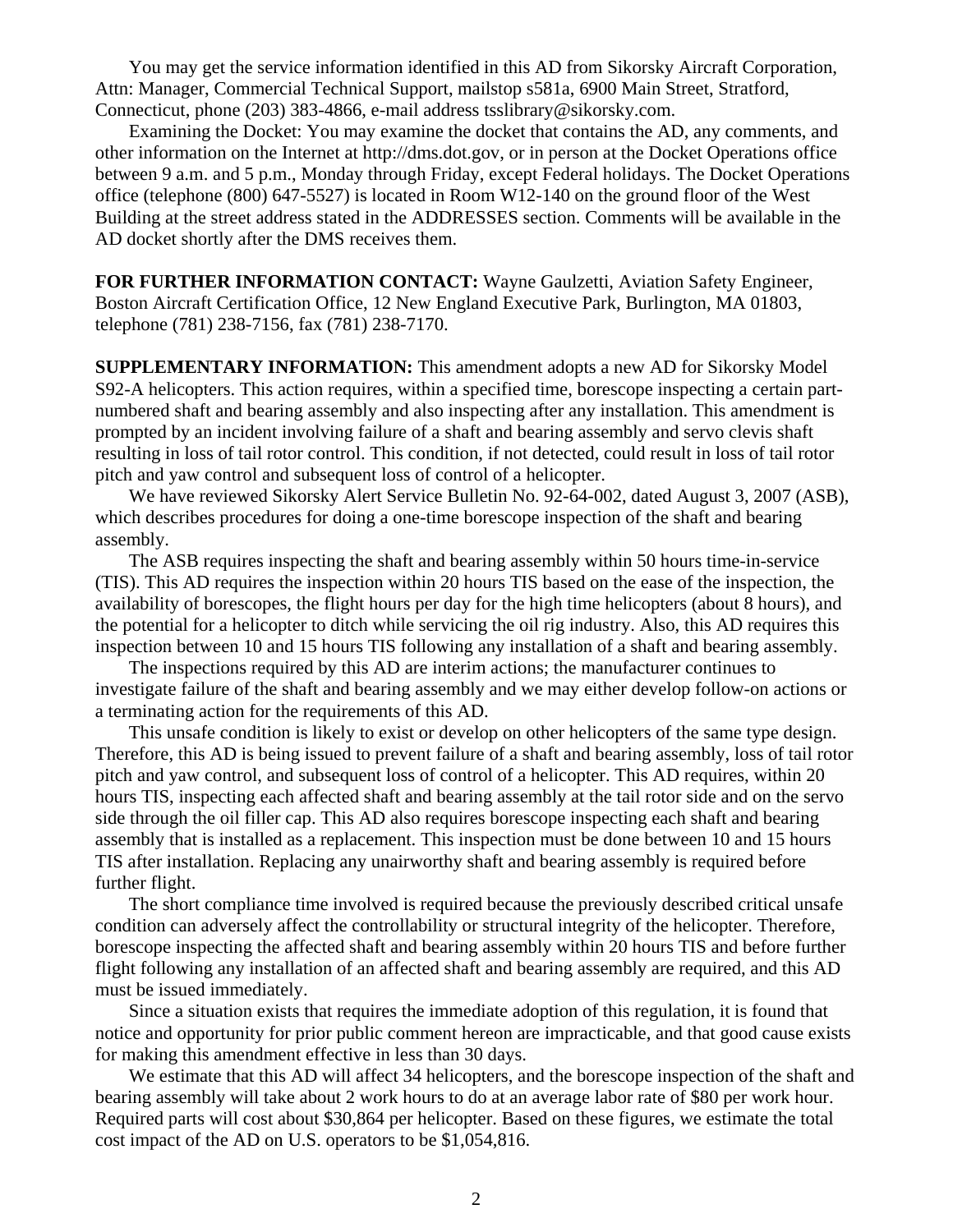You may get the service information identified in this AD from Sikorsky Aircraft Corporation, Attn: Manager, Commercial Technical Support, mailstop s581a, 6900 Main Street, Stratford, Connecticut, phone (203) 383-4866, e-mail address tsslibrary@sikorsky.com.

Examining the Docket: You may examine the docket that contains the AD, any comments, and other information on the Internet at http://dms.dot.gov, or in person at the Docket Operations office between 9 a.m. and 5 p.m., Monday through Friday, except Federal holidays. The Docket Operations office (telephone (800) 647-5527) is located in Room W12-140 on the ground floor of the West Building at the street address stated in the ADDRESSES section. Comments will be available in the AD docket shortly after the DMS receives them.

**FOR FURTHER INFORMATION CONTACT:** Wayne Gaulzetti, Aviation Safety Engineer, Boston Aircraft Certification Office, 12 New England Executive Park, Burlington, MA 01803, telephone (781) 238-7156, fax (781) 238-7170.

**SUPPLEMENTARY INFORMATION:** This amendment adopts a new AD for Sikorsky Model S92-A helicopters. This action requires, within a specified time, borescope inspecting a certain part-numbered shaft and bearing assembly and also inspecting after any installation. This amendment is prompted by an incident involving failure of a shaft and bearing assembly and servo clevis shaft resulting in loss of tail rotor control. This condition, if not detected, could result in loss of tail rotor pitch and yaw control and subsequent loss of control of a helicopter.

We have reviewed Sikorsky Alert Service Bulletin No. 92-64-002, dated August 3, 2007 (ASB), which describes procedures for doing a one-time borescope inspection of the shaft and bearing assembly.

The ASB requires inspecting the shaft and bearing assembly within 50 hours time-in-service (TIS). This AD requires the inspection within 20 hours TIS based on the ease of the inspection, the availability of borescopes, the flight hours per day for the high time helicopters (about 8 hours), and the potential for a helicopter to ditch while servicing the oil rig industry. Also, this AD requires this inspection between 10 and 15 hours TIS following any installation of a shaft and bearing assembly.

The inspections required by this AD are interim actions; the manufacturer continues to investigate failure of the shaft and bearing assembly and we may either develop follow-on actions or a terminating action for the requirements of this AD.

This unsafe condition is likely to exist or develop on other helicopters of the same type design. Therefore, this AD is being issued to prevent failure of a shaft and bearing assembly, loss of tail rotor pitch and yaw control, and subsequent loss of control of a helicopter. This AD requires, within 20 hours TIS, inspecting each affected shaft and bearing assembly at the tail rotor side and on the servo side through the oil filler cap. This AD also requires borescope inspecting each shaft and bearing assembly that is installed as a replacement. This inspection must be done between 10 and 15 hours TIS after installation. Replacing any unairworthy shaft and bearing assembly is required before further flight.

The short compliance time involved is required because the previously described critical unsafe condition can adversely affect the controllability or structural integrity of the helicopter. Therefore, borescope inspecting the affected shaft and bearing assembly within 20 hours TIS and before further flight following any installation of an affected shaft and bearing assembly are required, and this AD must be issued immediately.

Since a situation exists that requires the immediate adoption of this regulation, it is found that notice and opportunity for prior public comment hereon are impracticable, and that good cause exists for making this amendment effective in less than 30 days.

We estimate that this AD will affect 34 helicopters, and the borescope inspection of the shaft and bearing assembly will take about 2 work hours to do at an average labor rate of $80 per work hour. Required parts will cost about $30,864 per helicopter. Based on these figures, we estimate the total cost impact of the AD on U.S. operators to be $1,054,816.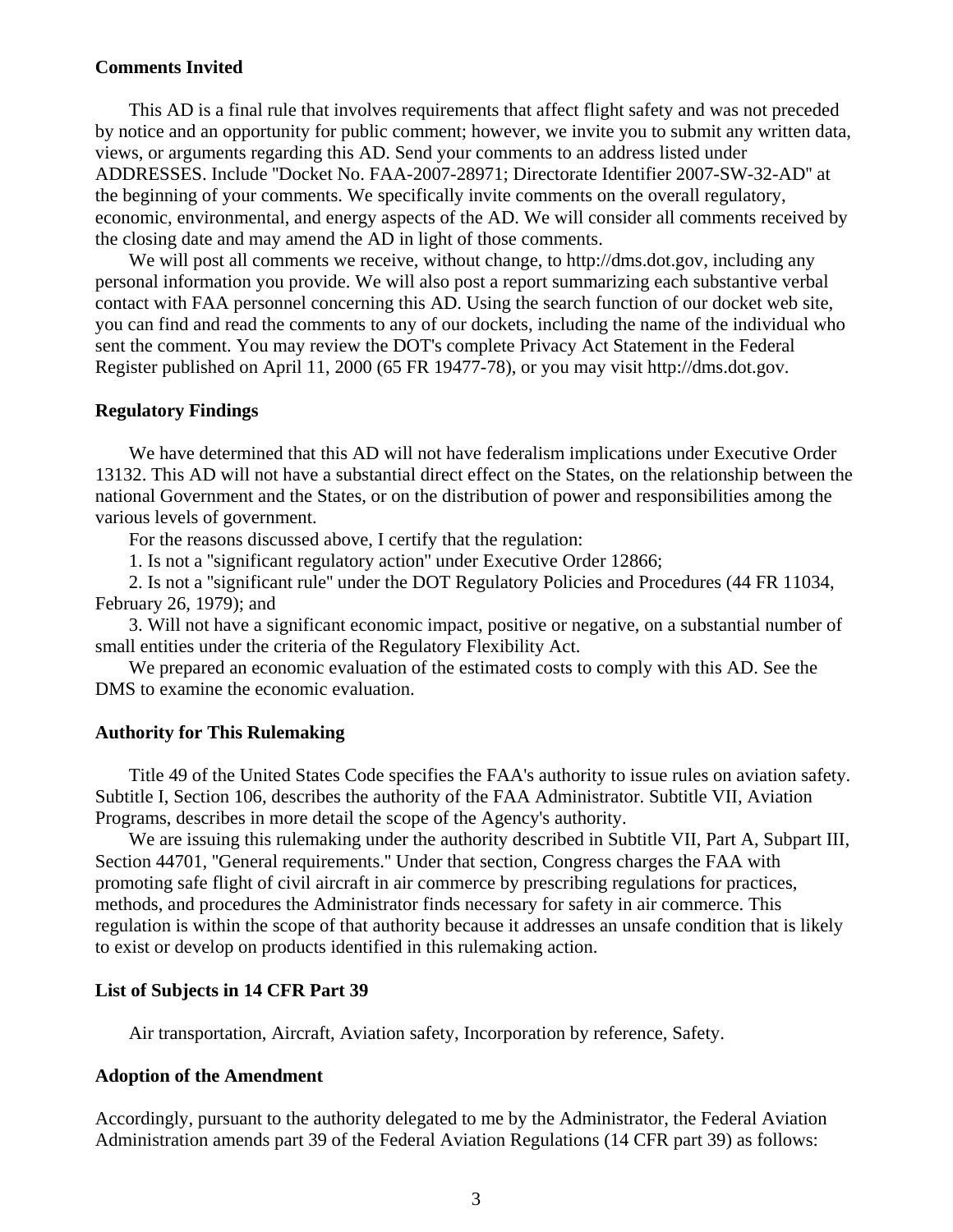## Comments Invited

This AD is a final rule that involves requirements that affect flight safety and was not preceded by notice and an opportunity for public comment; however, we invite you to submit any written data, views, or arguments regarding this AD. Send your comments to an address listed under ADDRESSES. Include "Docket No. FAA-2007-28971; Directorate Identifier 2007-SW-32-AD" at the beginning of your comments. We specifically invite comments on the overall regulatory, economic, environmental, and energy aspects of the AD. We will consider all comments received by the closing date and may amend the AD in light of those comments.

We will post all comments we receive, without change, to http://dms.dot.gov, including any personal information you provide. We will also post a report summarizing each substantive verbal contact with FAA personnel concerning this AD. Using the search function of our docket web site, you can find and read the comments to any of our dockets, including the name of the individual who sent the comment. You may review the DOT's complete Privacy Act Statement in the Federal Register published on April 11, 2000 (65 FR 19477-78), or you may visit http://dms.dot.gov.

## Regulatory Findings

We have determined that this AD will not have federalism implications under Executive Order 13132. This AD will not have a substantial direct effect on the States, on the relationship between the national Government and the States, or on the distribution of power and responsibilities among the various levels of government.

For the reasons discussed above, I certify that the regulation:

1. Is not a "significant regulatory action" under Executive Order 12866;
2. Is not a "significant rule" under the DOT Regulatory Policies and Procedures (44 FR 11034, February 26, 1979); and
3. Will not have a significant economic impact, positive or negative, on a substantial number of small entities under the criteria of the Regulatory Flexibility Act.

We prepared an economic evaluation of the estimated costs to comply with this AD. See the DMS to examine the economic evaluation.

## Authority for This Rulemaking

Title 49 of the United States Code specifies the FAA's authority to issue rules on aviation safety. Subtitle I, Section 106, describes the authority of the FAA Administrator. Subtitle VII, Aviation Programs, describes in more detail the scope of the Agency's authority.

We are issuing this rulemaking under the authority described in Subtitle VII, Part A, Subpart III, Section 44701, "General requirements." Under that section, Congress charges the FAA with promoting safe flight of civil aircraft in air commerce by prescribing regulations for practices, methods, and procedures the Administrator finds necessary for safety in air commerce. This regulation is within the scope of that authority because it addresses an unsafe condition that is likely to exist or develop on products identified in this rulemaking action.

## List of Subjects in 14 CFR Part 39

Air transportation, Aircraft, Aviation safety, Incorporation by reference, Safety.

## Adoption of the Amendment

Accordingly, pursuant to the authority delegated to me by the Administrator, the Federal Aviation Administration amends part 39 of the Federal Aviation Regulations (14 CFR part 39) as follows: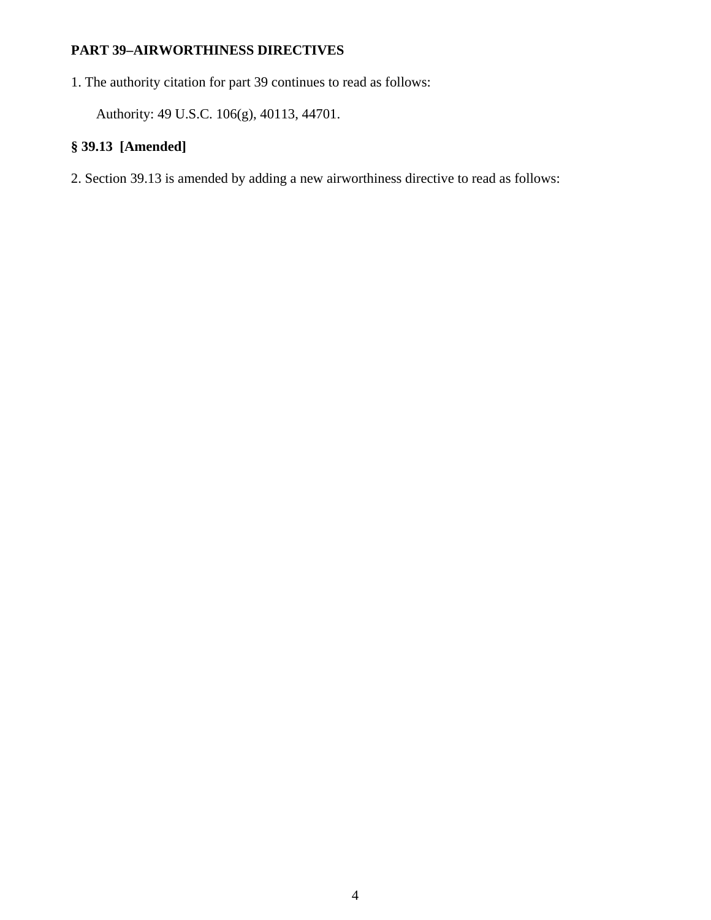**PART 39–AIRWORTHINESS DIRECTIVES**

1. The authority citation for part 39 continues to read as follows:

Authority: 49 U.S.C. 106(g), 40113, 44701.

**§ 39.13 [Amended]**

2. Section 39.13 is amended by adding a new airworthiness directive to read as follows: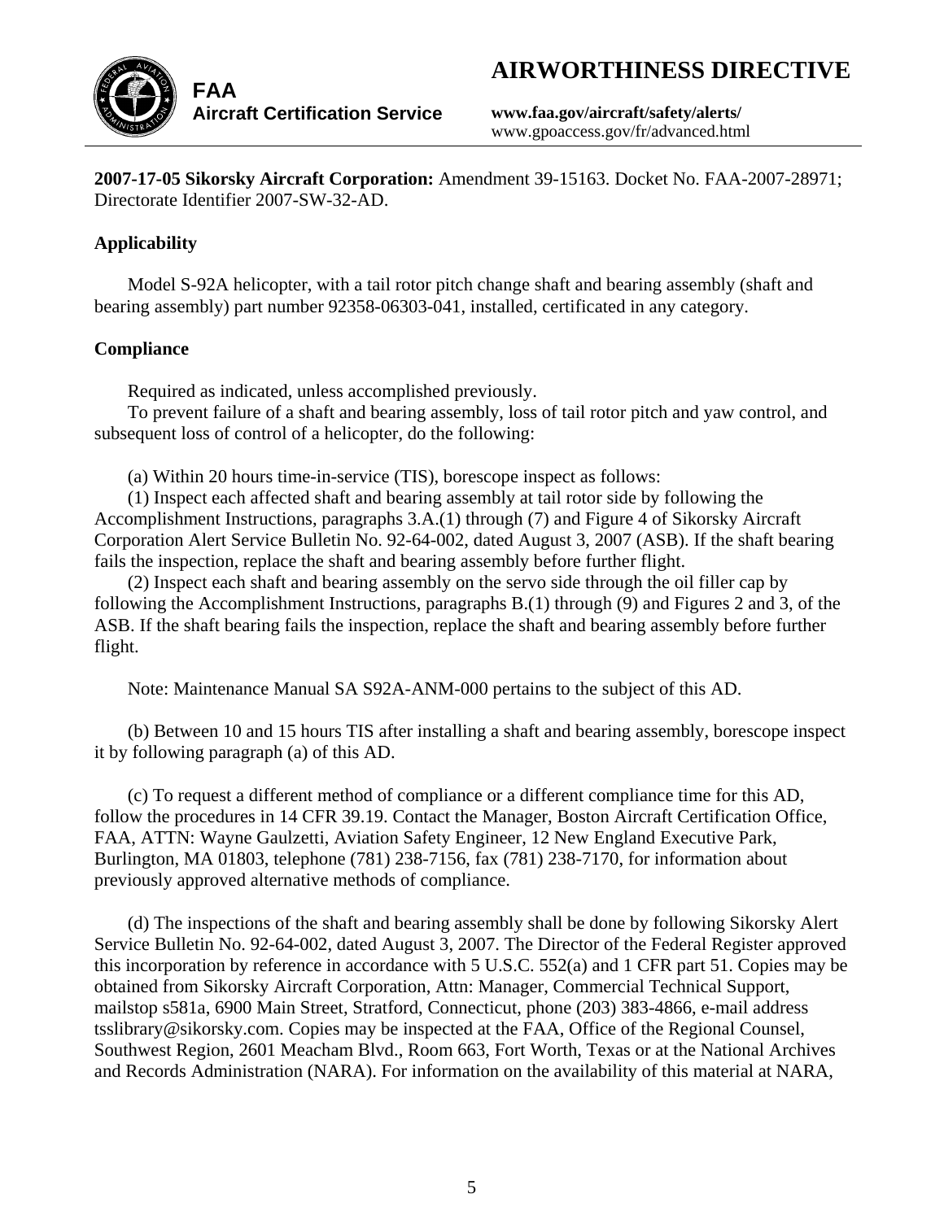# AIRWORTHINESS DIRECTIVE

**FAA**
**Aircraft Certification Service**

**www.faa.gov/aircraft/safety/alerts/**
www.gpoaccess.gov/fr/advanced.html

---

**2007-17-05 Sikorsky Aircraft Corporation:** Amendment 39-15163. Docket No. FAA-2007-28971; Directorate Identifier 2007-SW-32-AD.

**Applicability**

Model S-92A helicopter, with a tail rotor pitch change shaft and bearing assembly (shaft and bearing assembly) part number 92358-06303-041, installed, certificated in any category.

**Compliance**

Required as indicated, unless accomplished previously.

To prevent failure of a shaft and bearing assembly, loss of tail rotor pitch and yaw control, and subsequent loss of control of a helicopter, do the following:

(a) Within 20 hours time-in-service (TIS), borescope inspect as follows:

(1) Inspect each affected shaft and bearing assembly at tail rotor side by following the Accomplishment Instructions, paragraphs 3.A.(1) through (7) and Figure 4 of Sikorsky Aircraft Corporation Alert Service Bulletin No. 92-64-002, dated August 3, 2007 (ASB). If the shaft bearing fails the inspection, replace the shaft and bearing assembly before further flight.

(2) Inspect each shaft and bearing assembly on the servo side through the oil filler cap by following the Accomplishment Instructions, paragraphs B.(1) through (9) and Figures 2 and 3, of the ASB. If the shaft bearing fails the inspection, replace the shaft and bearing assembly before further flight.

Note: Maintenance Manual SA S92A-ANM-000 pertains to the subject of this AD.

(b) Between 10 and 15 hours TIS after installing a shaft and bearing assembly, borescope inspect it by following paragraph (a) of this AD.

(c) To request a different method of compliance or a different compliance time for this AD, follow the procedures in 14 CFR 39.19. Contact the Manager, Boston Aircraft Certification Office, FAA, ATTN: Wayne Gaulzetti, Aviation Safety Engineer, 12 New England Executive Park, Burlington, MA 01803, telephone (781) 238-7156, fax (781) 238-7170, for information about previously approved alternative methods of compliance.

(d) The inspections of the shaft and bearing assembly shall be done by following Sikorsky Alert Service Bulletin No. 92-64-002, dated August 3, 2007. The Director of the Federal Register approved this incorporation by reference in accordance with 5 U.S.C. 552(a) and 1 CFR part 51. Copies may be obtained from Sikorsky Aircraft Corporation, Attn: Manager, Commercial Technical Support, mailstop s581a, 6900 Main Street, Stratford, Connecticut, phone (203) 383-4866, e-mail address tsslibrary@sikorsky.com. Copies may be inspected at the FAA, Office of the Regional Counsel, Southwest Region, 2601 Meacham Blvd., Room 663, Fort Worth, Texas or at the National Archives and Records Administration (NARA). For information on the availability of this material at NARA,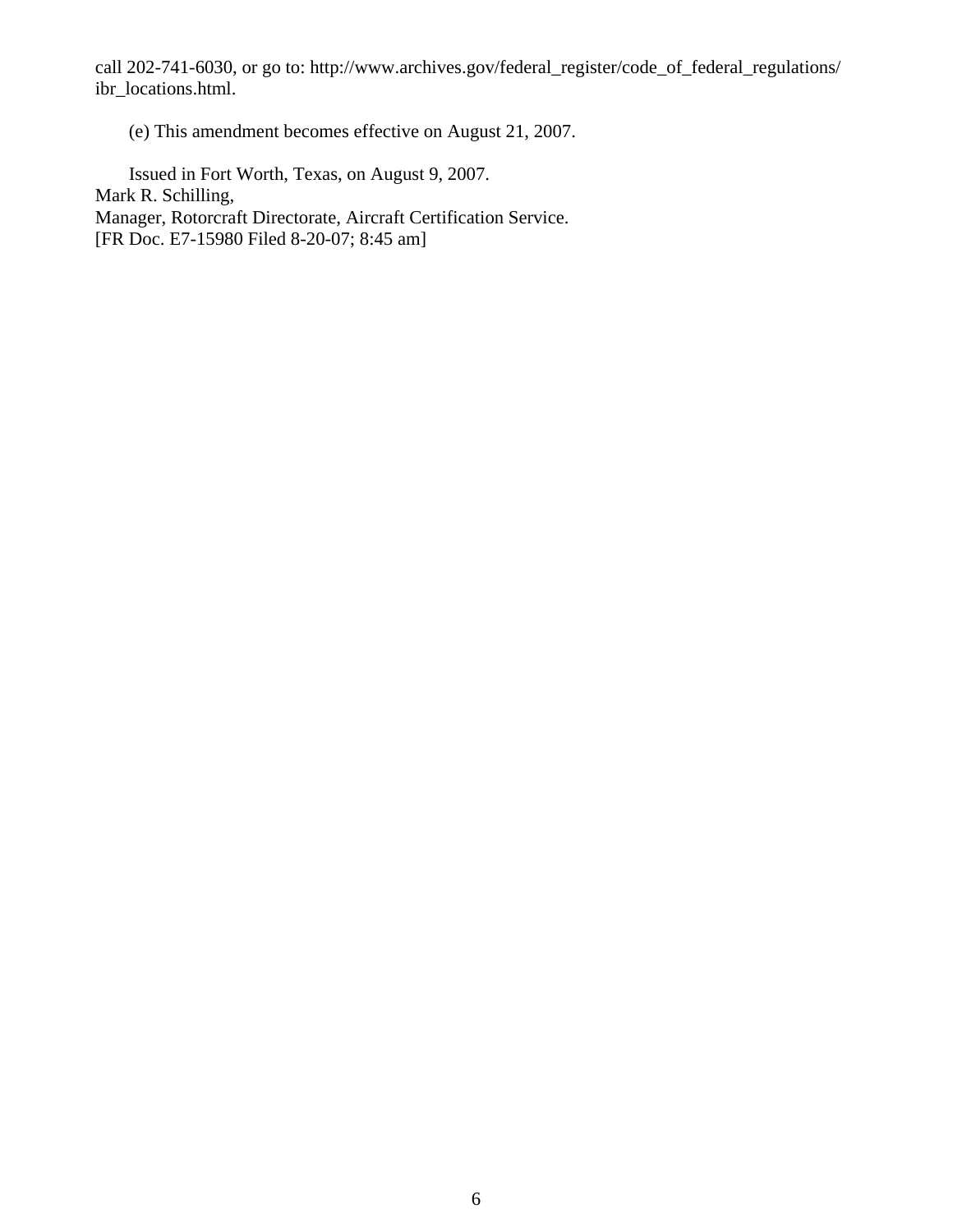call 202-741-6030, or go to: http://www.archives.gov/federal_register/code_of_federal_regulations/ibr_locations.html.

(e) This amendment becomes effective on August 21, 2007.

Issued in Fort Worth, Texas, on August 9, 2007.
Mark R. Schilling,
Manager, Rotorcraft Directorate, Aircraft Certification Service.
[FR Doc. E7-15980 Filed 8-20-07; 8:45 am]